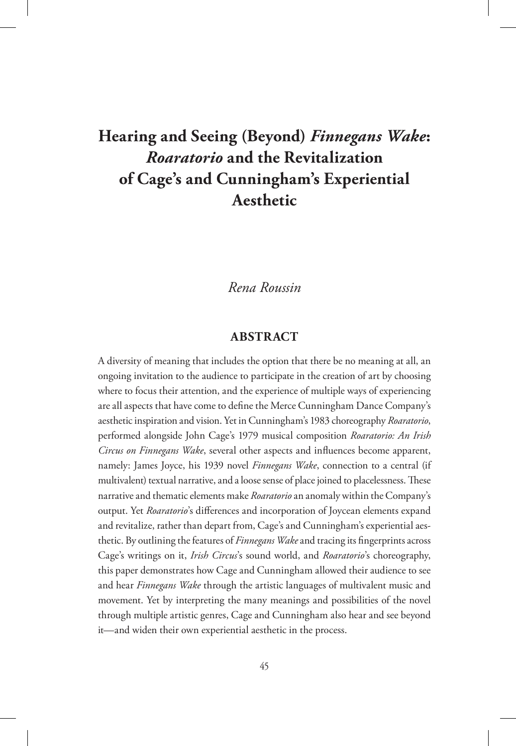# Hearing and Seeing (Beyond) *Finnegans Wake*: *Roaratorio* and the Revitalization of Cage's and Cunningham's Experiential Aesthetic

*Rena Roussin*

## ABSTRACT

A diversity of meaning that includes the option that there be no meaning at all, an ongoing invitation to the audience to participate in the creation of art by choosing where to focus their attention, and the experience of multiple ways of experiencing are all aspects that have come to define the Merce Cunningham Dance Company's aesthetic inspiration and vision. Yet in Cunningham's 1983 choreography *Roaratorio*, performed alongside John Cage's 1979 musical composition *Roaratorio: An Irish Circus on Finnegans Wake*, several other aspects and influences become apparent, namely: James Joyce, his 1939 novel *Finnegans Wake*, connection to a central (if multivalent) textual narrative, and a loose sense of place joined to placelessness. These narrative and thematic elements make *Roaratorio* an anomaly within the Company's output. Yet *Roaratorio*'s differences and incorporation of Joycean elements expand and revitalize, rather than depart from, Cage's and Cunningham's experiential aesthetic. By outlining the features of *Finnegans Wake* and tracing its fingerprints across Cage's writings on it, *Irish Circus*'s sound world, and *Roaratorio*'s choreography, this paper demonstrates how Cage and Cunningham allowed their audience to see and hear *Finnegans Wake* through the artistic languages of multivalent music and movement. Yet by interpreting the many meanings and possibilities of the novel through multiple artistic genres, Cage and Cunningham also hear and see beyond it—and widen their own experiential aesthetic in the process.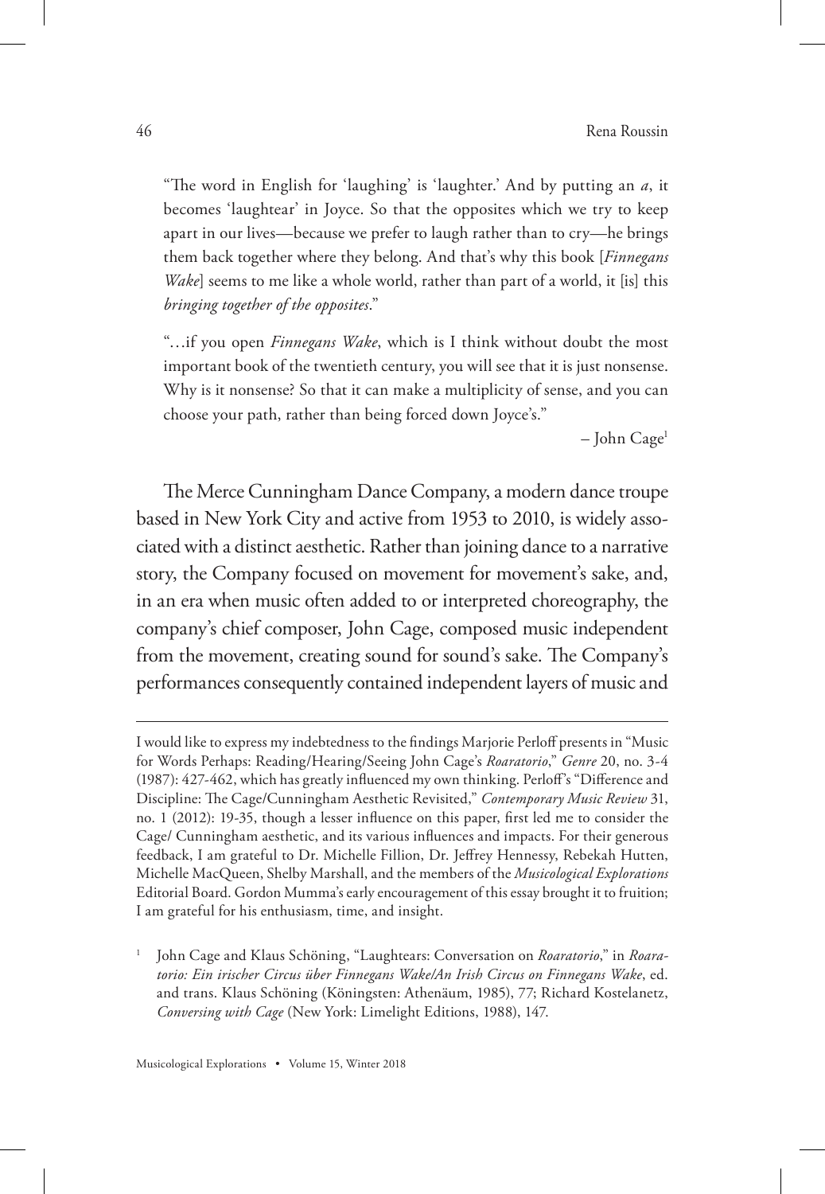"The word in English for 'laughing' is 'laughter.' And by putting an *a*, it becomes 'laughtear' in Joyce. So that the opposites which we try to keep apart in our lives—because we prefer to laugh rather than to cry—he brings them back together where they belong. And that's why this book [*Finnegans Wake*] seems to me like a whole world, rather than part of a world, it [is] this *bringing together of the opposites*."

"…if you open *Finnegans Wake*, which is I think without doubt the most important book of the twentieth century, you will see that it is just nonsense. Why is it nonsense? So that it can make a multiplicity of sense, and you can choose your path, rather than being forced down Joyce's."

– John Cage[1]

The Merce Cunningham Dance Company, a modern dance troupe based in New York City and active from 1953 to 2010, is widely associated with a distinct aesthetic. Rather than joining dance to a narrative story, the Company focused on movement for movement's sake, and, in an era when music often added to or interpreted choreography, the company's chief composer, John Cage, composed music independent from the movement, creating sound for sound's sake. The Company's performances consequently contained independent layers of music and

---

I would like to express my indebtedness to the findings Marjorie Perloff presents in "Music for Words Perhaps: Reading/Hearing/Seeing John Cage's *Roaratorio*," *Genre* 20, no. 3-4 (1987): 427-462, which has greatly influenced my own thinking. Perloff's "Difference and Discipline: The Cage/Cunningham Aesthetic Revisited," *Contemporary Music Review* 31, no. 1 (2012): 19-35, though a lesser influence on this paper, first led me to consider the Cage/ Cunningham aesthetic, and its various influences and impacts. For their generous feedback, I am grateful to Dr. Michelle Fillion, Dr. Jeffrey Hennessy, Rebekah Hutten, Michelle MacQueen, Shelby Marshall, and the members of the *Musicological Explorations* Editorial Board. Gordon Mumma's early encouragement of this essay brought it to fruition; I am grateful for his enthusiasm, time, and insight.

[1] John Cage and Klaus Schöning, "Laughtears: Conversation on *Roaratorio*," in *Roaratorio: Ein irischer Circus über Finnegans Wake/An Irish Circus on Finnegans Wake*, ed. and trans. Klaus Schöning (Köningsten: Athenäum, 1985), 77; Richard Kostelanetz, *Conversing with Cage* (New York: Limelight Editions, 1988), 147.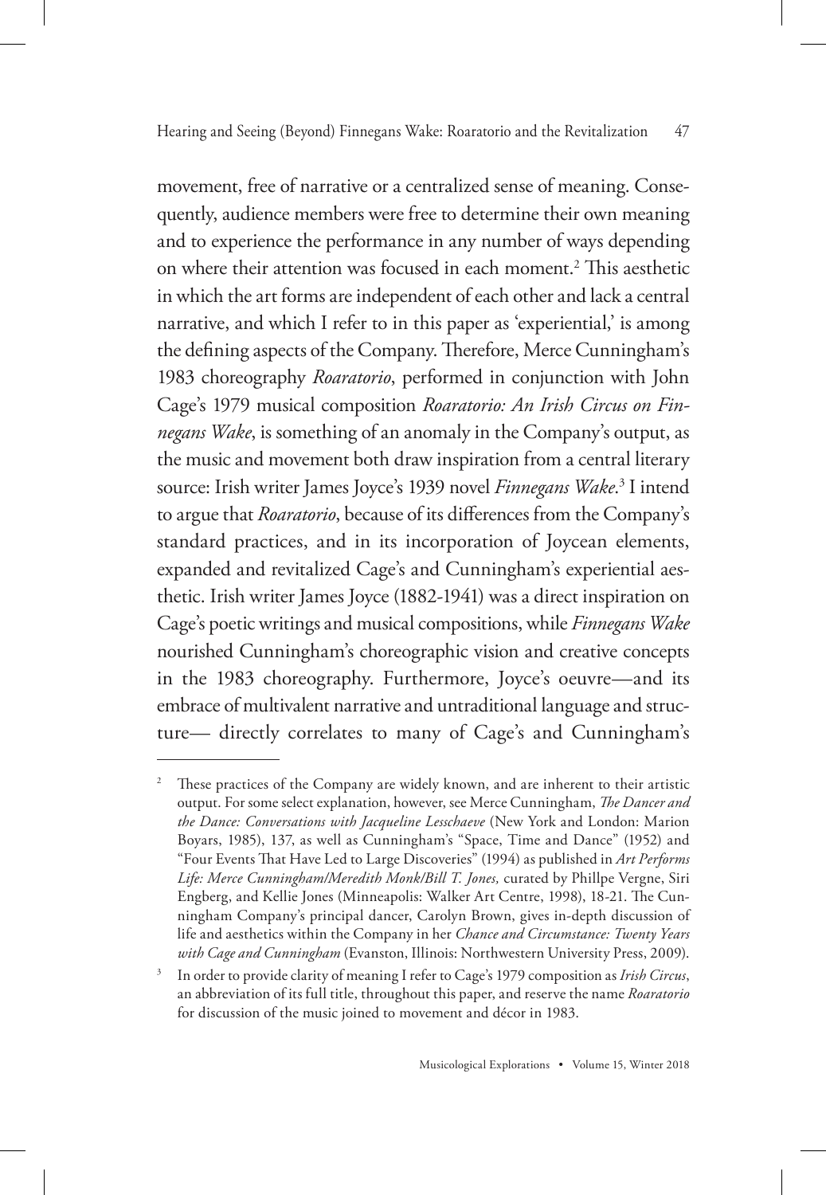movement, free of narrative or a centralized sense of meaning. Consequently, audience members were free to determine their own meaning and to experience the performance in any number of ways depending on where their attention was focused in each moment.[2] This aesthetic in which the art forms are independent of each other and lack a central narrative, and which I refer to in this paper as 'experiential,' is among the defining aspects of the Company. Therefore, Merce Cunningham's 1983 choreography *Roaratorio*, performed in conjunction with John Cage's 1979 musical composition *Roaratorio: An Irish Circus on Finnegans Wake*, is something of an anomaly in the Company's output, as the music and movement both draw inspiration from a central literary source: Irish writer James Joyce's 1939 novel *Finnegans Wake*.[3] I intend to argue that *Roaratorio*, because of its differences from the Company's standard practices, and in its incorporation of Joycean elements, expanded and revitalized Cage's and Cunningham's experiential aesthetic. Irish writer James Joyce (1882-1941) was a direct inspiration on Cage's poetic writings and musical compositions, while *Finnegans Wake* nourished Cunningham's choreographic vision and creative concepts in the 1983 choreography. Furthermore, Joyce's oeuvre—and its embrace of multivalent narrative and untraditional language and structure— directly correlates to many of Cage's and Cunningham's

---

[2] These practices of the Company are widely known, and are inherent to their artistic output. For some select explanation, however, see Merce Cunningham, *The Dancer and the Dance: Conversations with Jacqueline Lesschaeve* (New York and London: Marion Boyars, 1985), 137, as well as Cunningham's "Space, Time and Dance" (1952) and "Four Events That Have Led to Large Discoveries" (1994) as published in *Art Performs Life: Merce Cunningham/Meredith Monk/Bill T. Jones,* curated by Phillpe Vergne, Siri Engberg, and Kellie Jones (Minneapolis: Walker Art Centre, 1998), 18-21. The Cunningham Company's principal dancer, Carolyn Brown, gives in-depth discussion of life and aesthetics within the Company in her *Chance and Circumstance: Twenty Years with Cage and Cunningham* (Evanston, Illinois: Northwestern University Press, 2009).

[3] In order to provide clarity of meaning I refer to Cage's 1979 composition as *Irish Circus*, an abbreviation of its full title, throughout this paper, and reserve the name *Roaratorio* for discussion of the music joined to movement and décor in 1983.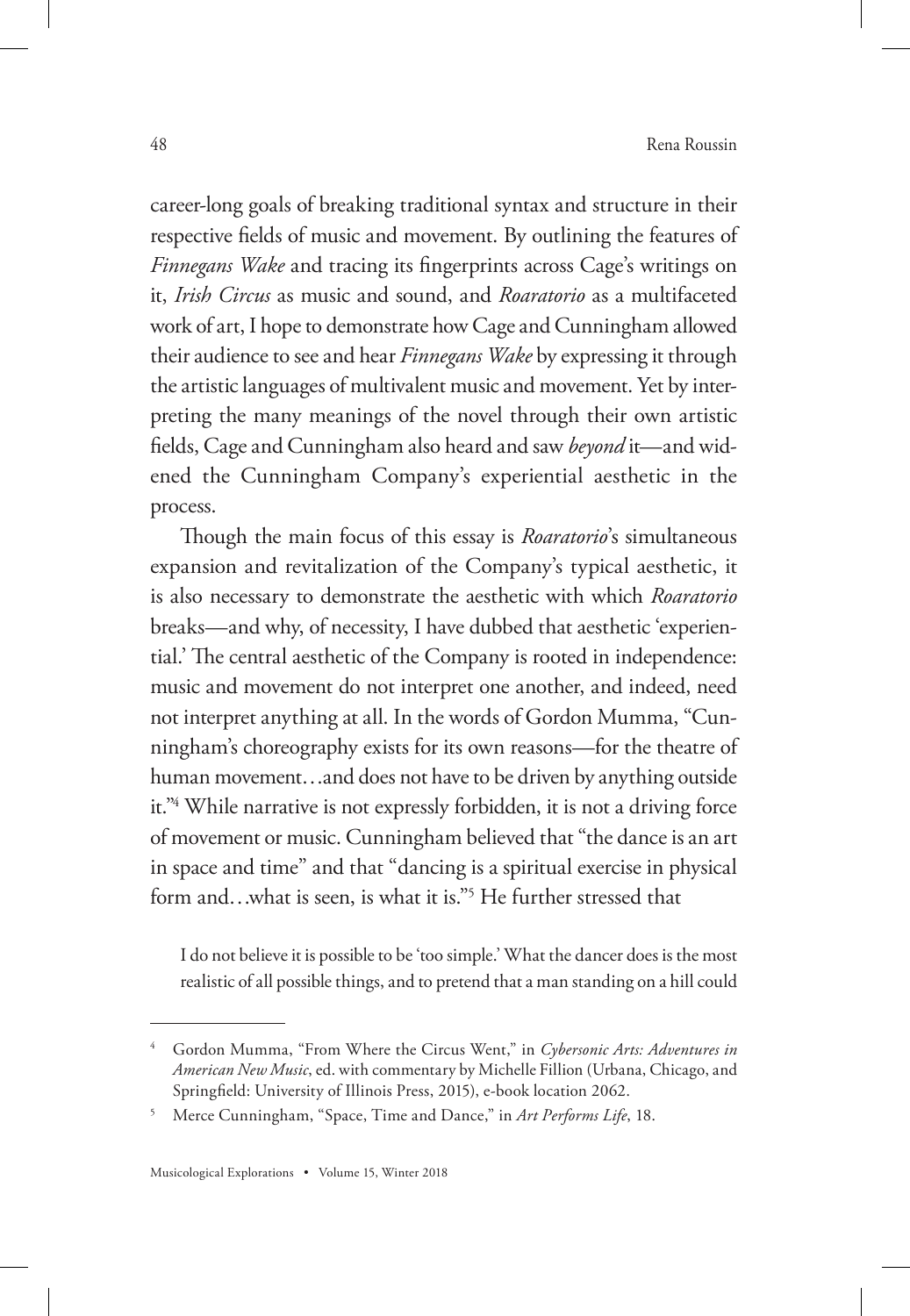career-long goals of breaking traditional syntax and structure in their respective fields of music and movement. By outlining the features of *Finnegans Wake* and tracing its fingerprints across Cage's writings on it, *Irish Circus* as music and sound, and *Roaratorio* as a multifaceted work of art, I hope to demonstrate how Cage and Cunningham allowed their audience to see and hear *Finnegans Wake* by expressing it through the artistic languages of multivalent music and movement. Yet by interpreting the many meanings of the novel through their own artistic fields, Cage and Cunningham also heard and saw *beyond* it—and widened the Cunningham Company's experiential aesthetic in the process.

Though the main focus of this essay is *Roaratorio*'s simultaneous expansion and revitalization of the Company's typical aesthetic, it is also necessary to demonstrate the aesthetic with which *Roaratorio* breaks—and why, of necessity, I have dubbed that aesthetic 'experiential.' The central aesthetic of the Company is rooted in independence: music and movement do not interpret one another, and indeed, need not interpret anything at all. In the words of Gordon Mumma, "Cunningham's choreography exists for its own reasons—for the theatre of human movement…and does not have to be driven by anything outside it."[4] While narrative is not expressly forbidden, it is not a driving force of movement or music. Cunningham believed that "the dance is an art in space and time" and that "dancing is a spiritual exercise in physical form and…what is seen, is what it is."[5] He further stressed that

> I do not believe it is possible to be 'too simple.' What the dancer does is the most realistic of all possible things, and to pretend that a man standing on a hill could

---

[4] Gordon Mumma, "From Where the Circus Went," in *Cybersonic Arts: Adventures in American New Music*, ed. with commentary by Michelle Fillion (Urbana, Chicago, and Springfield: University of Illinois Press, 2015), e-book location 2062.

[5] Merce Cunningham, "Space, Time and Dance," in *Art Performs Life*, 18.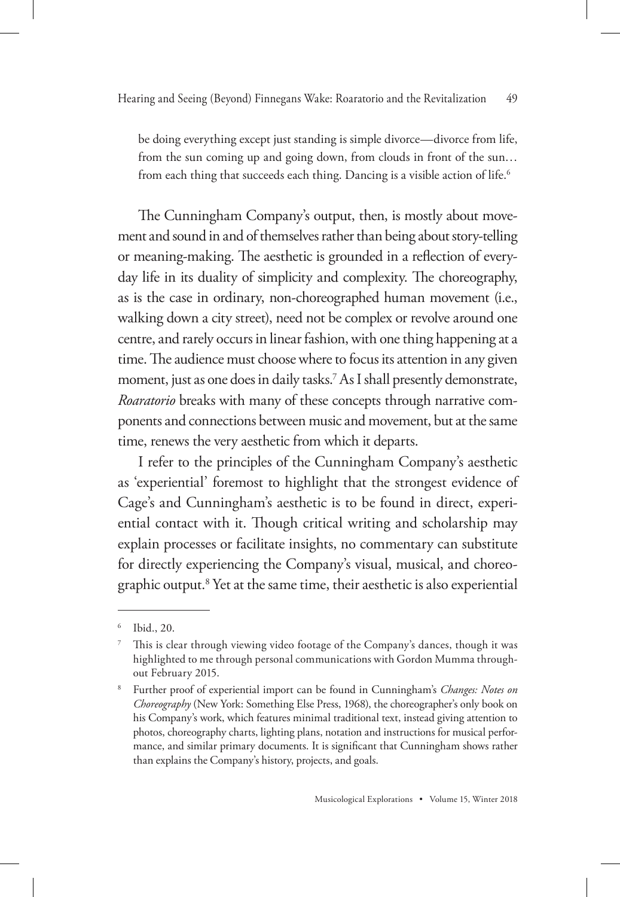be doing everything except just standing is simple divorce—divorce from life, from the sun coming up and going down, from clouds in front of the sun… from each thing that succeeds each thing. Dancing is a visible action of life.[6]

The Cunningham Company's output, then, is mostly about movement and sound in and of themselves rather than being about story-telling or meaning-making. The aesthetic is grounded in a reflection of everyday life in its duality of simplicity and complexity. The choreography, as is the case in ordinary, non-choreographed human movement (i.e., walking down a city street), need not be complex or revolve around one centre, and rarely occurs in linear fashion, with one thing happening at a time. The audience must choose where to focus its attention in any given moment, just as one does in daily tasks.[7] As I shall presently demonstrate, *Roaratorio* breaks with many of these concepts through narrative components and connections between music and movement, but at the same time, renews the very aesthetic from which it departs.

I refer to the principles of the Cunningham Company's aesthetic as 'experiential' foremost to highlight that the strongest evidence of Cage's and Cunningham's aesthetic is to be found in direct, experiential contact with it. Though critical writing and scholarship may explain processes or facilitate insights, no commentary can substitute for directly experiencing the Company's visual, musical, and choreographic output.[8] Yet at the same time, their aesthetic is also experiential

---

[6] Ibid., 20.

[7] This is clear through viewing video footage of the Company's dances, though it was highlighted to me through personal communications with Gordon Mumma throughout February 2015.

[8] Further proof of experiential import can be found in Cunningham's *Changes: Notes on Choreography* (New York: Something Else Press, 1968), the choreographer's only book on his Company's work, which features minimal traditional text, instead giving attention to photos, choreography charts, lighting plans, notation and instructions for musical performance, and similar primary documents. It is significant that Cunningham shows rather than explains the Company's history, projects, and goals.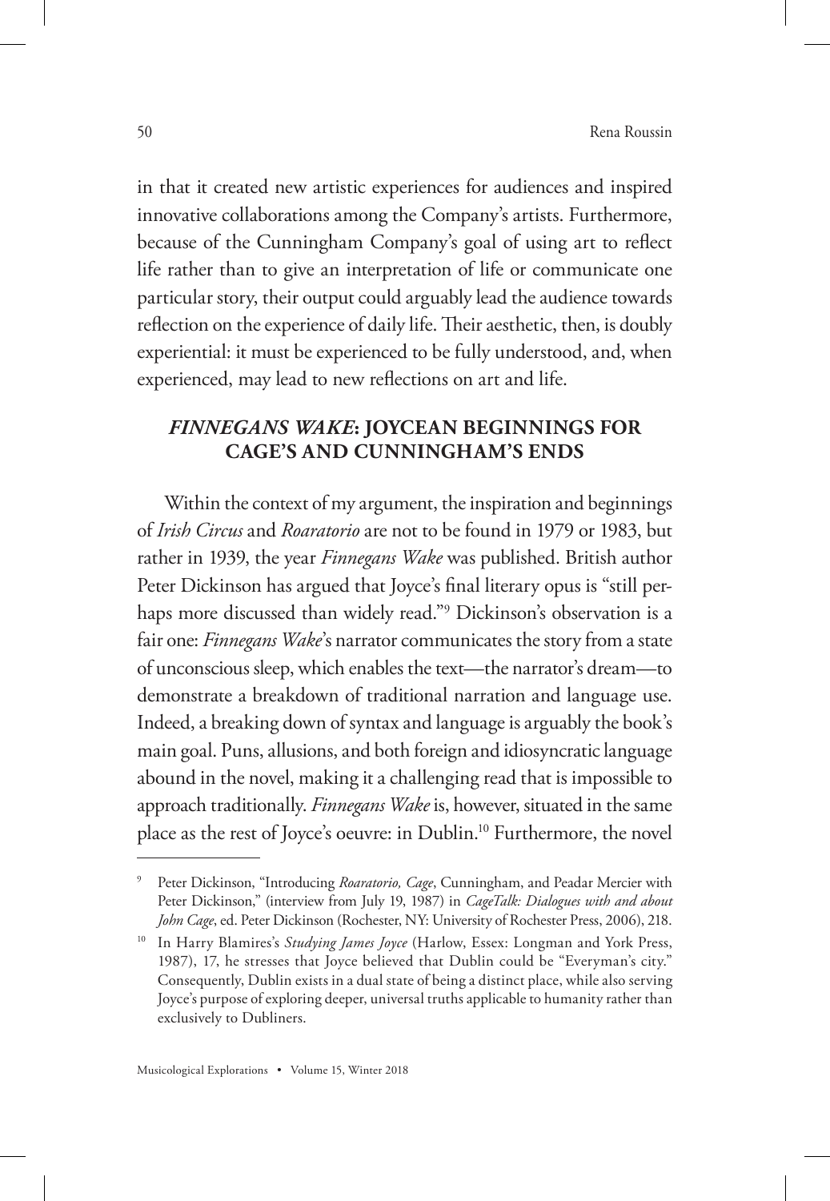in that it created new artistic experiences for audiences and inspired innovative collaborations among the Company's artists. Furthermore, because of the Cunningham Company's goal of using art to reflect life rather than to give an interpretation of life or communicate one particular story, their output could arguably lead the audience towards reflection on the experience of daily life. Their aesthetic, then, is doubly experiential: it must be experienced to be fully understood, and, when experienced, may lead to new reflections on art and life.

## *FINNEGANS WAKE*: JOYCEAN BEGINNINGS FOR CAGE'S AND CUNNINGHAM'S ENDS

Within the context of my argument, the inspiration and beginnings of *Irish Circus* and *Roaratorio* are not to be found in 1979 or 1983, but rather in 1939, the year *Finnegans Wake* was published. British author Peter Dickinson has argued that Joyce's final literary opus is "still perhaps more discussed than widely read."[9] Dickinson's observation is a fair one: *Finnegans Wake*'s narrator communicates the story from a state of unconscious sleep, which enables the text—the narrator's dream—to demonstrate a breakdown of traditional narration and language use. Indeed, a breaking down of syntax and language is arguably the book's main goal. Puns, allusions, and both foreign and idiosyncratic language abound in the novel, making it a challenging read that is impossible to approach traditionally. *Finnegans Wake* is, however, situated in the same place as the rest of Joyce's oeuvre: in Dublin.[10] Furthermore, the novel

---

[9] Peter Dickinson, "Introducing *Roaratorio, Cage*, Cunningham, and Peadar Mercier with Peter Dickinson," (interview from July 19, 1987) in *CageTalk: Dialogues with and about John Cage*, ed. Peter Dickinson (Rochester, NY: University of Rochester Press, 2006), 218.

[10] In Harry Blamires's *Studying James Joyce* (Harlow, Essex: Longman and York Press, 1987), 17, he stresses that Joyce believed that Dublin could be "Everyman's city." Consequently, Dublin exists in a dual state of being a distinct place, while also serving Joyce's purpose of exploring deeper, universal truths applicable to humanity rather than exclusively to Dubliners.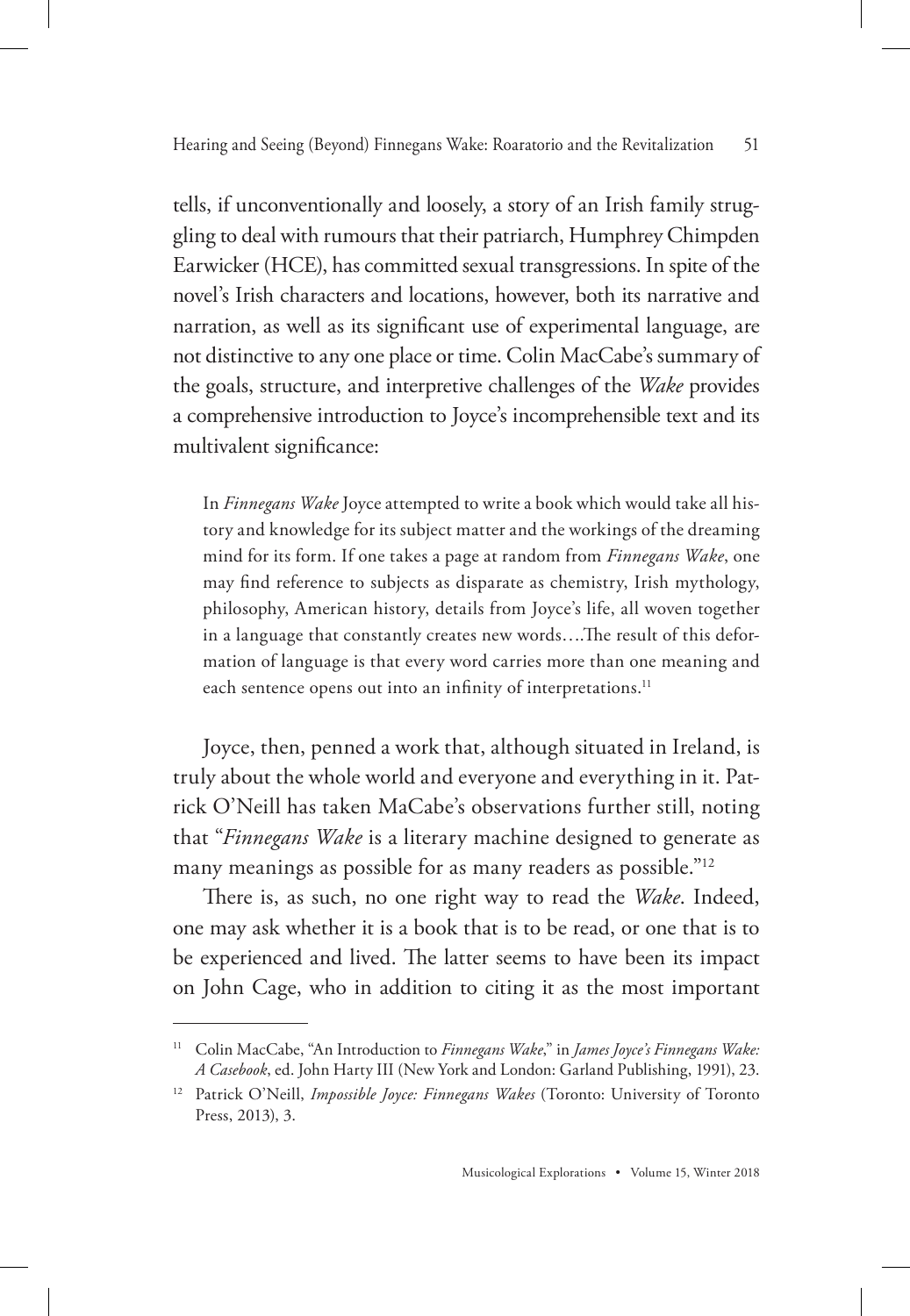tells, if unconventionally and loosely, a story of an Irish family struggling to deal with rumours that their patriarch, Humphrey Chimpden Earwicker (HCE), has committed sexual transgressions. In spite of the novel's Irish characters and locations, however, both its narrative and narration, as well as its significant use of experimental language, are not distinctive to any one place or time. Colin MacCabe's summary of the goals, structure, and interpretive challenges of the *Wake* provides a comprehensive introduction to Joyce's incomprehensible text and its multivalent significance:

> In *Finnegans Wake* Joyce attempted to write a book which would take all history and knowledge for its subject matter and the workings of the dreaming mind for its form. If one takes a page at random from *Finnegans Wake*, one may find reference to subjects as disparate as chemistry, Irish mythology, philosophy, American history, details from Joyce's life, all woven together in a language that constantly creates new words….The result of this deformation of language is that every word carries more than one meaning and each sentence opens out into an infinity of interpretations.[11]

Joyce, then, penned a work that, although situated in Ireland, is truly about the whole world and everyone and everything in it. Patrick O'Neill has taken MaCabe's observations further still, noting that "*Finnegans Wake* is a literary machine designed to generate as many meanings as possible for as many readers as possible."[12]

There is, as such, no one right way to read the *Wake*. Indeed, one may ask whether it is a book that is to be read, or one that is to be experienced and lived. The latter seems to have been its impact on John Cage, who in addition to citing it as the most important

---

[11] Colin MacCabe, "An Introduction to *Finnegans Wake*," in *James Joyce's Finnegans Wake: A Casebook*, ed. John Harty III (New York and London: Garland Publishing, 1991), 23.

[12] Patrick O'Neill, *Impossible Joyce: Finnegans Wakes* (Toronto: University of Toronto Press, 2013), 3.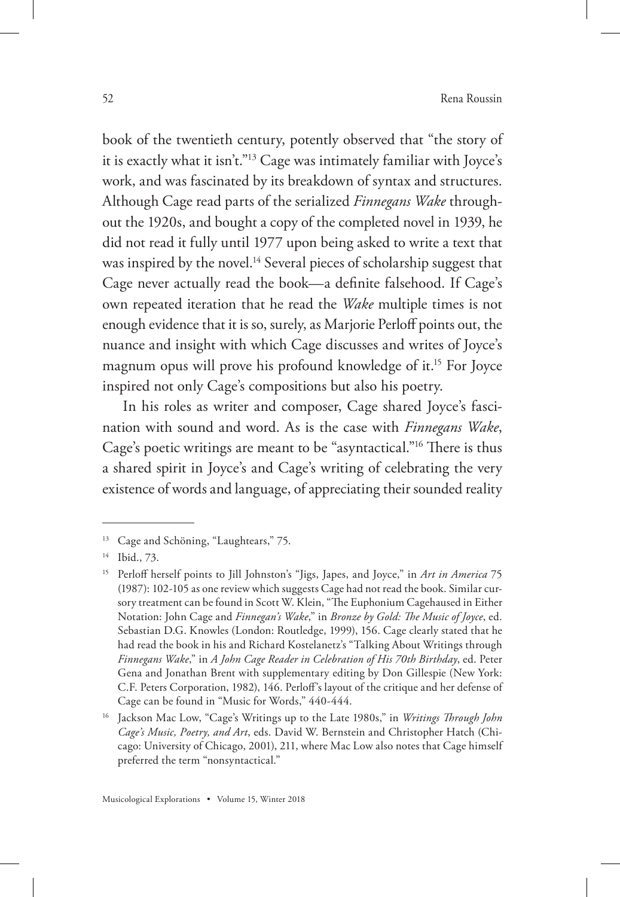book of the twentieth century, potently observed that "the story of it is exactly what it isn't."[13] Cage was intimately familiar with Joyce's work, and was fascinated by its breakdown of syntax and structures. Although Cage read parts of the serialized *Finnegans Wake* throughout the 1920s, and bought a copy of the completed novel in 1939, he did not read it fully until 1977 upon being asked to write a text that was inspired by the novel.[14] Several pieces of scholarship suggest that Cage never actually read the book—a definite falsehood. If Cage's own repeated iteration that he read the *Wake* multiple times is not enough evidence that it is so, surely, as Marjorie Perloff points out, the nuance and insight with which Cage discusses and writes of Joyce's magnum opus will prove his profound knowledge of it.[15] For Joyce inspired not only Cage's compositions but also his poetry.

In his roles as writer and composer, Cage shared Joyce's fascination with sound and word. As is the case with *Finnegans Wake*, Cage's poetic writings are meant to be "asyntactical."[16] There is thus a shared spirit in Joyce's and Cage's writing of celebrating the very existence of words and language, of appreciating their sounded reality

---

[13] Cage and Schöning, "Laughtears," 75.

[14] Ibid., 73.

[15] Perloff herself points to Jill Johnston's "Jigs, Japes, and Joyce," in *Art in America* 75 (1987): 102-105 as one review which suggests Cage had not read the book. Similar cursory treatment can be found in Scott W. Klein, "The Euphonium Cagehaused in Either Notation: John Cage and *Finnegan's Wake*," in *Bronze by Gold: The Music of Joyce*, ed. Sebastian D.G. Knowles (London: Routledge, 1999), 156. Cage clearly stated that he had read the book in his and Richard Kostelanetz's "Talking About Writings through *Finnegans Wake*," in *A John Cage Reader in Celebration of His 70th Birthday*, ed. Peter Gena and Jonathan Brent with supplementary editing by Don Gillespie (New York: C.F. Peters Corporation, 1982), 146. Perloff's layout of the critique and her defense of Cage can be found in "Music for Words," 440-444.

[16] Jackson Mac Low, "Cage's Writings up to the Late 1980s," in *Writings Through John Cage's Music, Poetry, and Art*, eds. David W. Bernstein and Christopher Hatch (Chicago: University of Chicago, 2001), 211, where Mac Low also notes that Cage himself preferred the term "nonsyntactical."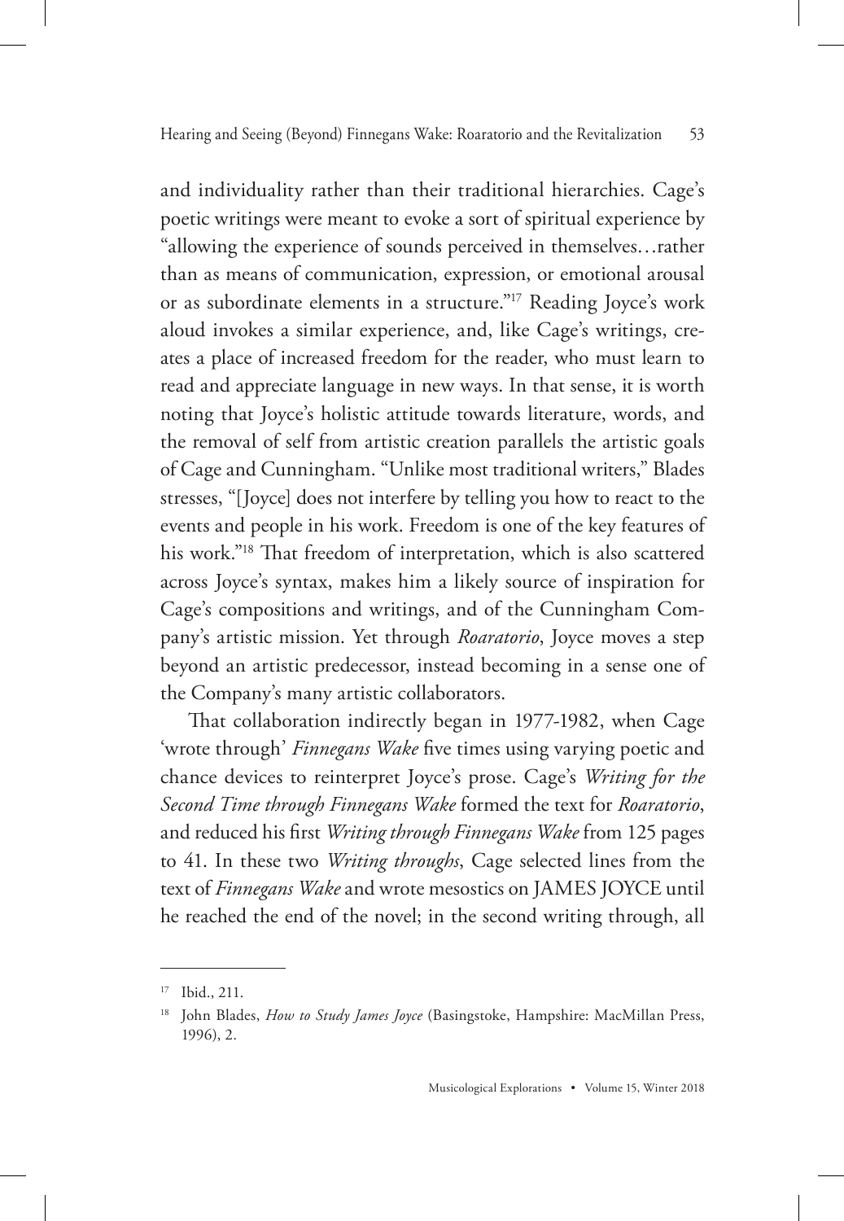and individuality rather than their traditional hierarchies. Cage's poetic writings were meant to evoke a sort of spiritual experience by "allowing the experience of sounds perceived in themselves…rather than as means of communication, expression, or emotional arousal or as subordinate elements in a structure."[17] Reading Joyce's work aloud invokes a similar experience, and, like Cage's writings, creates a place of increased freedom for the reader, who must learn to read and appreciate language in new ways. In that sense, it is worth noting that Joyce's holistic attitude towards literature, words, and the removal of self from artistic creation parallels the artistic goals of Cage and Cunningham. "Unlike most traditional writers," Blades stresses, "[Joyce] does not interfere by telling you how to react to the events and people in his work. Freedom is one of the key features of his work."[18] That freedom of interpretation, which is also scattered across Joyce's syntax, makes him a likely source of inspiration for Cage's compositions and writings, and of the Cunningham Company's artistic mission. Yet through *Roaratorio*, Joyce moves a step beyond an artistic predecessor, instead becoming in a sense one of the Company's many artistic collaborators.

That collaboration indirectly began in 1977-1982, when Cage 'wrote through' *Finnegans Wake* five times using varying poetic and chance devices to reinterpret Joyce's prose. Cage's *Writing for the Second Time through Finnegans Wake* formed the text for *Roaratorio*, and reduced his first *Writing through Finnegans Wake* from 125 pages to 41. In these two *Writing throughs*, Cage selected lines from the text of *Finnegans Wake* and wrote mesostics on JAMES JOYCE until he reached the end of the novel; in the second writing through, all

---

[17] Ibid., 211.

[18] John Blades, *How to Study James Joyce* (Basingstoke, Hampshire: MacMillan Press, 1996), 2.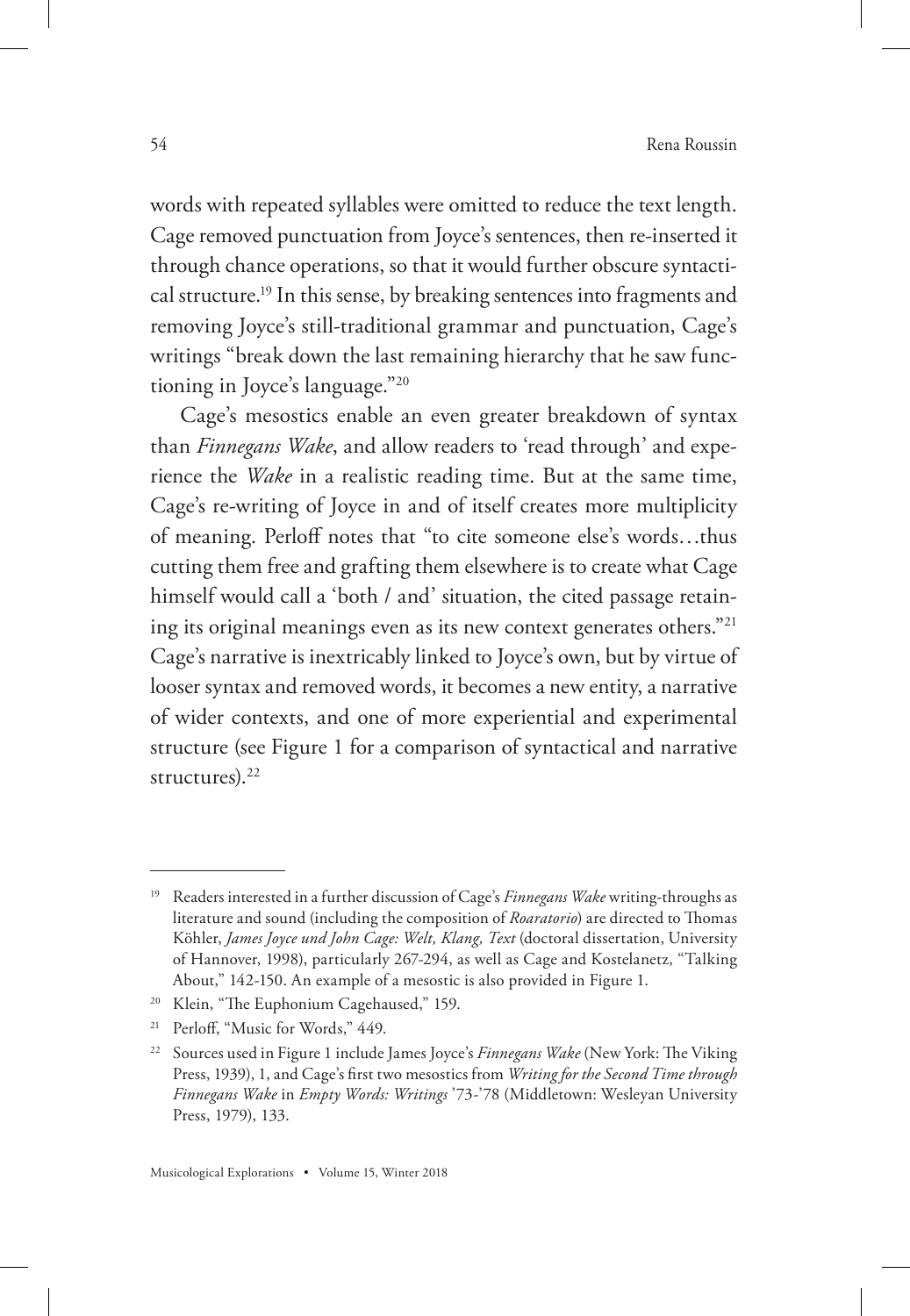words with repeated syllables were omitted to reduce the text length. Cage removed punctuation from Joyce's sentences, then re-inserted it through chance operations, so that it would further obscure syntactical structure.[19] In this sense, by breaking sentences into fragments and removing Joyce's still-traditional grammar and punctuation, Cage's writings "break down the last remaining hierarchy that he saw functioning in Joyce's language."[20]

Cage's mesostics enable an even greater breakdown of syntax than *Finnegans Wake*, and allow readers to 'read through' and experience the *Wake* in a realistic reading time. But at the same time, Cage's re-writing of Joyce in and of itself creates more multiplicity of meaning. Perloff notes that "to cite someone else's words…thus cutting them free and grafting them elsewhere is to create what Cage himself would call a 'both / and' situation, the cited passage retaining its original meanings even as its new context generates others."[21] Cage's narrative is inextricably linked to Joyce's own, but by virtue of looser syntax and removed words, it becomes a new entity, a narrative of wider contexts, and one of more experiential and experimental structure (see Figure 1 for a comparison of syntactical and narrative structures).[22]

---

[19] Readers interested in a further discussion of Cage's *Finnegans Wake* writing-throughs as literature and sound (including the composition of *Roaratorio*) are directed to Thomas Köhler, *James Joyce und John Cage: Welt, Klang, Text* (doctoral dissertation, University of Hannover, 1998), particularly 267-294, as well as Cage and Kostelanetz, "Talking About," 142-150. An example of a mesostic is also provided in Figure 1.

[20] Klein, "The Euphonium Cagehaused," 159.

[21] Perloff, "Music for Words," 449.

[22] Sources used in Figure 1 include James Joyce's *Finnegans Wake* (New York: The Viking Press, 1939), 1, and Cage's first two mesostics from *Writing for the Second Time through Finnegans Wake* in *Empty Words: Writings '73-'78* (Middletown: Wesleyan University Press, 1979), 133.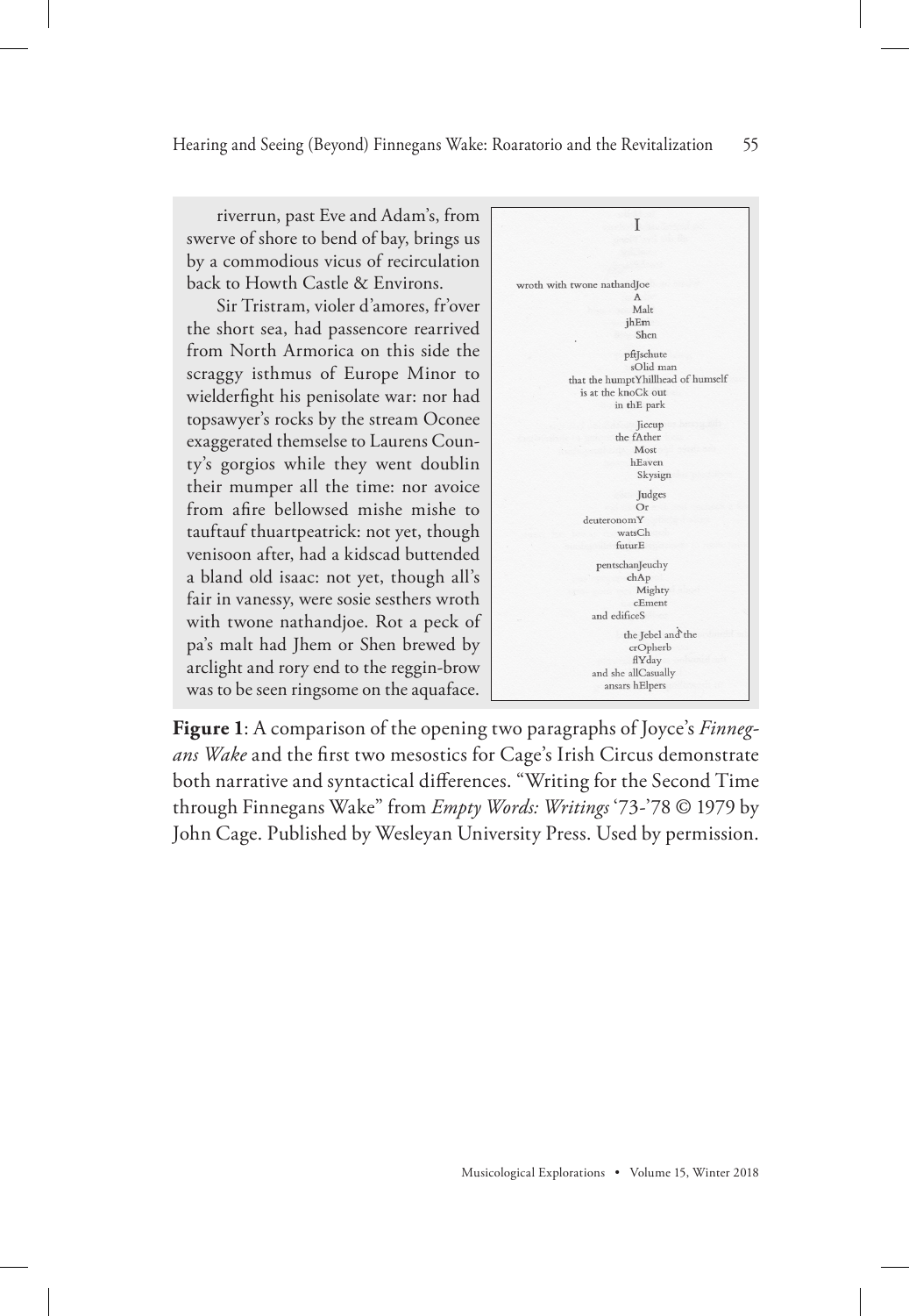riverrun, past Eve and Adam's, from swerve of shore to bend of bay, brings us by a commodious vicus of recirculation back to Howth Castle & Environs.

Sir Tristram, violer d'amores, fr'over the short sea, had passencore rearrived from North Armorica on this side the scraggy isthmus of Europe Minor to wielderfight his penisolate war: nor had topsawyer's rocks by the stream Oconee exaggerated themselse to Laurens County's gorgios while they went doublin their mumper all the time: nor avoice from afire bellowsed mishe mishe to tauftauf thuartpeatrick: not yet, though venisoon after, had a kidscad buttended a bland old isaac: not yet, though all's fair in vanessy, were sosie sesthers wroth with twone nathandjoe. Rot a peck of pa's malt had Jhem or Shen brewed by arclight and rory end to the reggin-brow was to be seen ringsome on the aquaface.

I

wroth with twone nathandJoe
A
Malt
jhEm
Shen

pftJschute
sOlid man
that the humptYhillhead of humself
is at the knoCk out
in thE park

Jiccup
the fAther
Most
hEaven
Skysign

Judges
Or
deuteronomY
watsCh
futurE

pentschanJeuchy
chAp
Mighty
cEment
and edificeS

the Jebel and the
crOpherb
flYday
and she allCasually
ansars hElpers

**Figure 1**: A comparison of the opening two paragraphs of Joyce's *Finnegans Wake* and the first two mesostics for Cage's Irish Circus demonstrate both narrative and syntactical differences. "Writing for the Second Time through Finnegans Wake" from *Empty Words: Writings* '73-'78 © 1979 by John Cage. Published by Wesleyan University Press. Used by permission.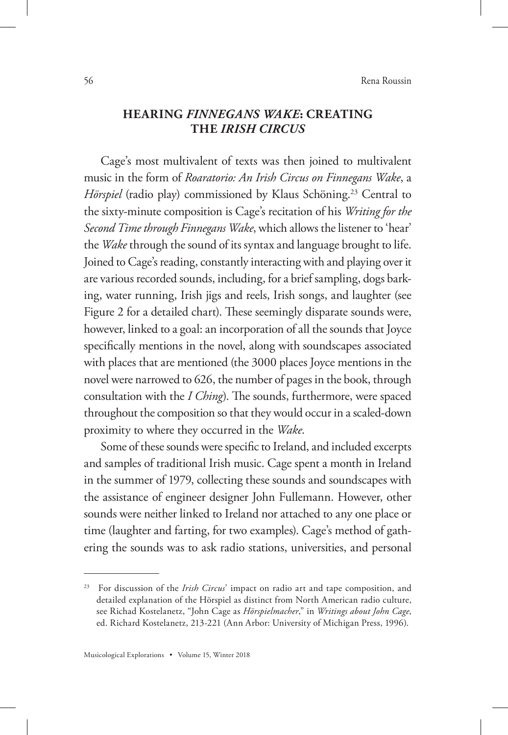## HEARING *FINNEGANS WAKE*: CREATING THE *IRISH CIRCUS*

Cage's most multivalent of texts was then joined to multivalent music in the form of *Roaratorio: An Irish Circus on Finnegans Wake*, a *Hörspiel* (radio play) commissioned by Klaus Schöning.[23] Central to the sixty-minute composition is Cage's recitation of his *Writing for the Second Time through Finnegans Wake*, which allows the listener to 'hear' the *Wake* through the sound of its syntax and language brought to life. Joined to Cage's reading, constantly interacting with and playing over it are various recorded sounds, including, for a brief sampling, dogs barking, water running, Irish jigs and reels, Irish songs, and laughter (see Figure 2 for a detailed chart). These seemingly disparate sounds were, however, linked to a goal: an incorporation of all the sounds that Joyce specifically mentions in the novel, along with soundscapes associated with places that are mentioned (the 3000 places Joyce mentions in the novel were narrowed to 626, the number of pages in the book, through consultation with the *I Ching*). The sounds, furthermore, were spaced throughout the composition so that they would occur in a scaled-down proximity to where they occurred in the *Wake*.

Some of these sounds were specific to Ireland, and included excerpts and samples of traditional Irish music. Cage spent a month in Ireland in the summer of 1979, collecting these sounds and soundscapes with the assistance of engineer designer John Fullemann. However, other sounds were neither linked to Ireland nor attached to any one place or time (laughter and farting, for two examples). Cage's method of gathering the sounds was to ask radio stations, universities, and personal

---

[23] For discussion of the *Irish Circus*' impact on radio art and tape composition, and detailed explanation of the Hörspiel as distinct from North American radio culture, see Richad Kostelanetz, "John Cage as *Hörspielmacher*," in *Writings about John Cage*, ed. Richard Kostelanetz, 213-221 (Ann Arbor: University of Michigan Press, 1996).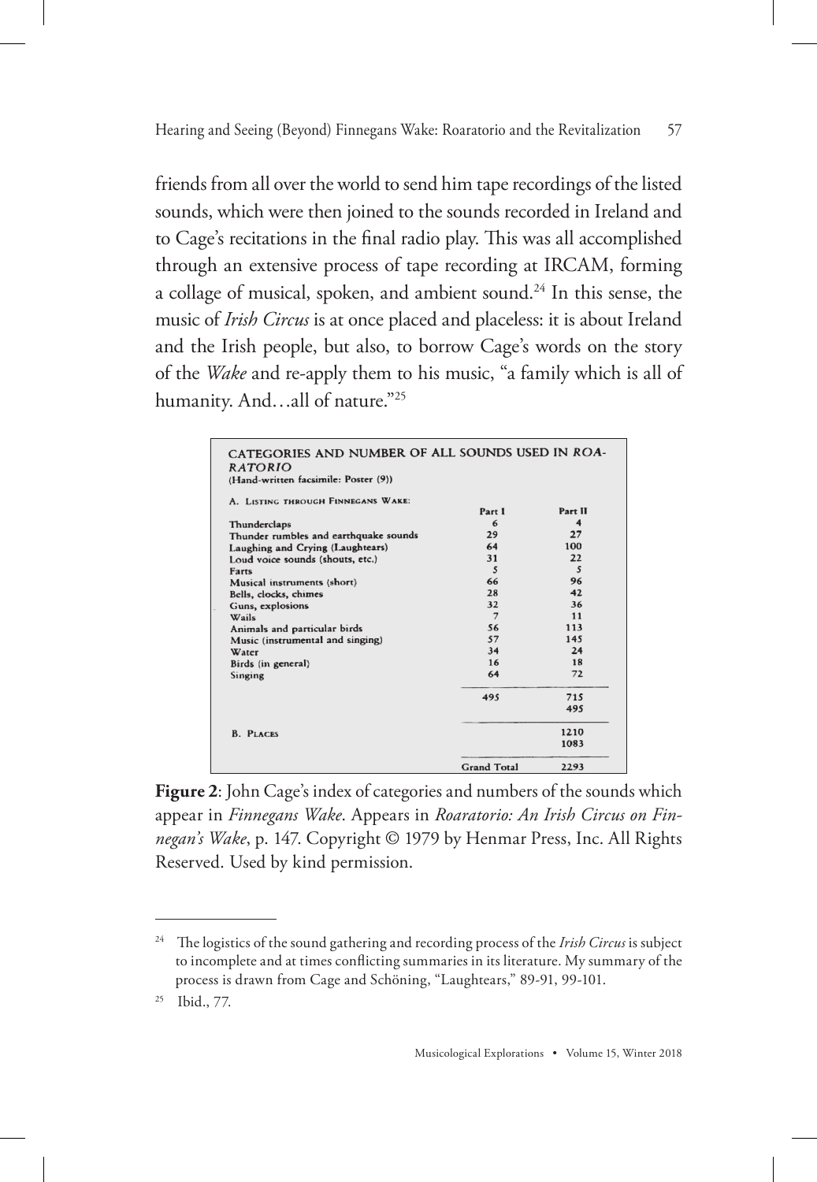friends from all over the world to send him tape recordings of the listed sounds, which were then joined to the sounds recorded in Ireland and to Cage's recitations in the final radio play. This was all accomplished through an extensive process of tape recording at IRCAM, forming a collage of musical, spoken, and ambient sound.[24] In this sense, the music of *Irish Circus* is at once placed and placeless: it is about Ireland and the Irish people, but also, to borrow Cage's words on the story of the *Wake* and re-apply them to his music, "a family which is all of humanity. And…all of nature."[25]

CATEGORIES AND NUMBER OF ALL SOUNDS USED IN *ROARATORIO*
(Hand-written facsimile: Poster (9))

| A. LISTING THROUGH FINNEGANS WAKE: | Part I | Part II |
|---|---|---|
| Thunderclaps | 6 | 4 |
| Thunder rumbles and earthquake sounds | 29 | 27 |
| Laughing and Crying (Laughtears) | 64 | 100 |
| Loud voice sounds (shouts, etc.) | 31 | 22 |
| Farts | 5 | 5 |
| Musical instruments (short) | 66 | 96 |
| Bells, clocks, chimes | 28 | 42 |
| Guns, explosions | 32 | 36 |
| Wails | 7 | 11 |
| Animals and particular birds | 56 | 113 |
| Music (instrumental and singing) | 57 | 145 |
| Water | 34 | 24 |
| Birds (in general) | 16 | 18 |
| Singing | 64 | 72 |
| | 495 | 715 |
| | | 495 |
| B. PLACES | | 1210 |
| | | 1083 |
| | Grand Total | 2293 |

**Figure 2**: John Cage's index of categories and numbers of the sounds which appear in *Finnegans Wake*. Appears in *Roaratorio: An Irish Circus on Finnegan's Wake*, p. 147. Copyright © 1979 by Henmar Press, Inc. All Rights Reserved. Used by kind permission.

[24] The logistics of the sound gathering and recording process of the *Irish Circus* is subject to incomplete and at times conflicting summaries in its literature. My summary of the process is drawn from Cage and Schöning, "Laughtears," 89-91, 99-101.

[25] Ibid., 77.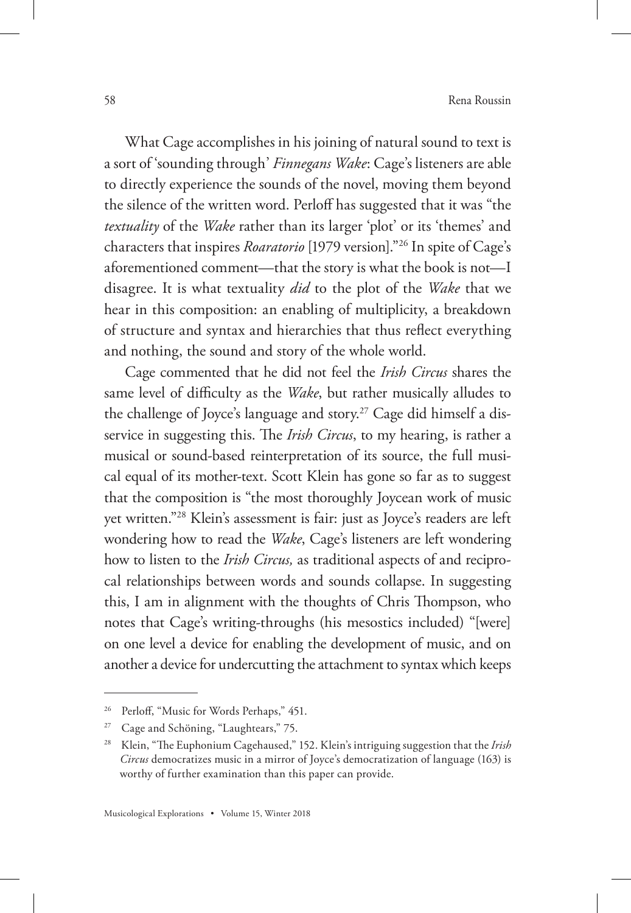What Cage accomplishes in his joining of natural sound to text is a sort of 'sounding through' *Finnegans Wake*: Cage's listeners are able to directly experience the sounds of the novel, moving them beyond the silence of the written word. Perloff has suggested that it was "the *textuality* of the *Wake* rather than its larger 'plot' or its 'themes' and characters that inspires *Roaratorio* [1979 version]."[26] In spite of Cage's aforementioned comment—that the story is what the book is not—I disagree. It is what textuality *did* to the plot of the *Wake* that we hear in this composition: an enabling of multiplicity, a breakdown of structure and syntax and hierarchies that thus reflect everything and nothing, the sound and story of the whole world.

Cage commented that he did not feel the *Irish Circus* shares the same level of difficulty as the *Wake*, but rather musically alludes to the challenge of Joyce's language and story.[27] Cage did himself a disservice in suggesting this. The *Irish Circus*, to my hearing, is rather a musical or sound-based reinterpretation of its source, the full musical equal of its mother-text. Scott Klein has gone so far as to suggest that the composition is "the most thoroughly Joycean work of music yet written."[28] Klein's assessment is fair: just as Joyce's readers are left wondering how to read the *Wake*, Cage's listeners are left wondering how to listen to the *Irish Circus,* as traditional aspects of and reciprocal relationships between words and sounds collapse. In suggesting this, I am in alignment with the thoughts of Chris Thompson, who notes that Cage's writing-throughs (his mesostics included) "[were] on one level a device for enabling the development of music, and on another a device for undercutting the attachment to syntax which keeps

---

[26] Perloff, "Music for Words Perhaps," 451.

[27] Cage and Schöning, "Laughtears," 75.

[28] Klein, "The Euphonium Cagehaused," 152. Klein's intriguing suggestion that the *Irish Circus* democratizes music in a mirror of Joyce's democratization of language (163) is worthy of further examination than this paper can provide.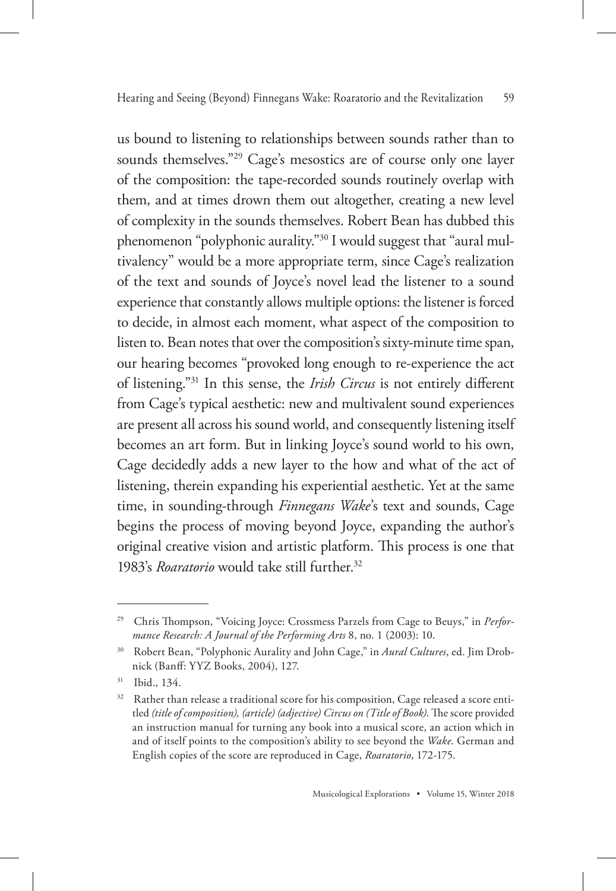us bound to listening to relationships between sounds rather than to sounds themselves."[29] Cage's mesostics are of course only one layer of the composition: the tape-recorded sounds routinely overlap with them, and at times drown them out altogether, creating a new level of complexity in the sounds themselves. Robert Bean has dubbed this phenomenon "polyphonic aurality."[30] I would suggest that "aural multivalency" would be a more appropriate term, since Cage's realization of the text and sounds of Joyce's novel lead the listener to a sound experience that constantly allows multiple options: the listener is forced to decide, in almost each moment, what aspect of the composition to listen to. Bean notes that over the composition's sixty-minute time span, our hearing becomes "provoked long enough to re-experience the act of listening."[31] In this sense, the *Irish Circus* is not entirely different from Cage's typical aesthetic: new and multivalent sound experiences are present all across his sound world, and consequently listening itself becomes an art form. But in linking Joyce's sound world to his own, Cage decidedly adds a new layer to the how and what of the act of listening, therein expanding his experiential aesthetic. Yet at the same time, in sounding-through *Finnegans Wake*'s text and sounds, Cage begins the process of moving beyond Joyce, expanding the author's original creative vision and artistic platform. This process is one that 1983's *Roaratorio* would take still further.[32]

---

[29] Chris Thompson, "Voicing Joyce: Crossmess Parzels from Cage to Beuys," in *Performance Research: A Journal of the Performing Arts* 8, no. 1 (2003): 10.

[30] Robert Bean, "Polyphonic Aurality and John Cage," in *Aural Cultures*, ed. Jim Drobnick (Banff: YYZ Books, 2004), 127.

[31] Ibid., 134.

[32] Rather than release a traditional score for his composition, Cage released a score entitled *(title of composition), (article) (adjective) Circus on (Title of Book)*. The score provided an instruction manual for turning any book into a musical score, an action which in and of itself points to the composition's ability to see beyond the *Wake*. German and English copies of the score are reproduced in Cage, *Roaratorio*, 172-175.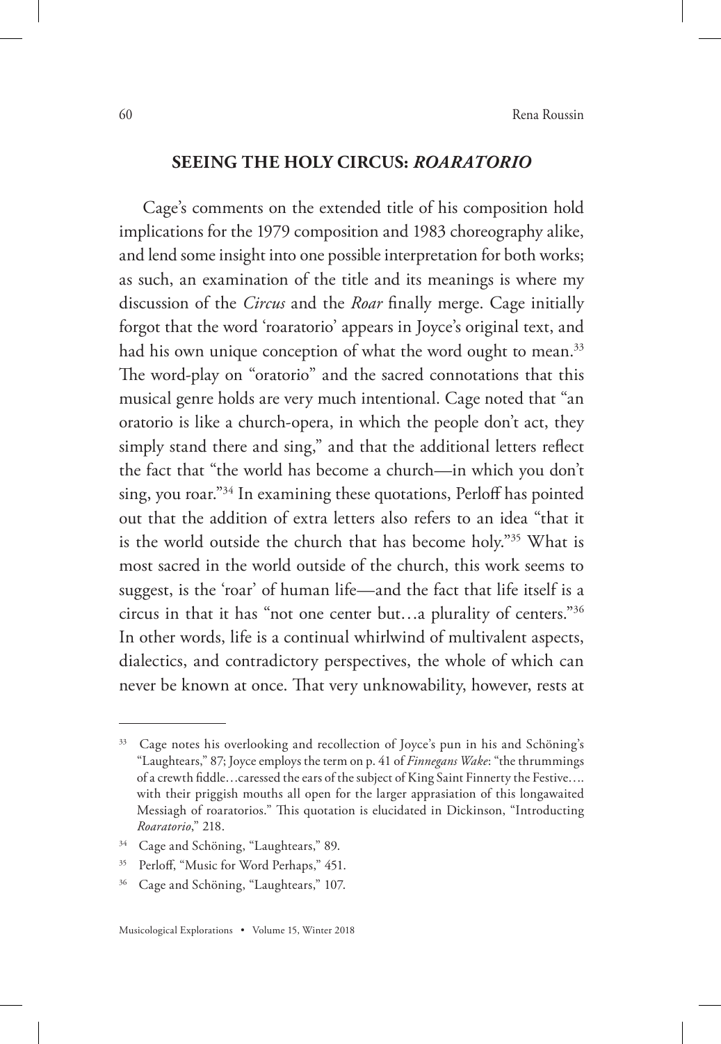## SEEING THE HOLY CIRCUS: *ROARATORIO*

Cage's comments on the extended title of his composition hold implications for the 1979 composition and 1983 choreography alike, and lend some insight into one possible interpretation for both works; as such, an examination of the title and its meanings is where my discussion of the *Circus* and the *Roar* finally merge. Cage initially forgot that the word 'roaratorio' appears in Joyce's original text, and had his own unique conception of what the word ought to mean.[33] The word-play on "oratorio" and the sacred connotations that this musical genre holds are very much intentional. Cage noted that "an oratorio is like a church-opera, in which the people don't act, they simply stand there and sing," and that the additional letters reflect the fact that "the world has become a church—in which you don't sing, you roar."[34] In examining these quotations, Perloff has pointed out that the addition of extra letters also refers to an idea "that it is the world outside the church that has become holy."[35] What is most sacred in the world outside of the church, this work seems to suggest, is the 'roar' of human life—and the fact that life itself is a circus in that it has "not one center but…a plurality of centers."[36] In other words, life is a continual whirlwind of multivalent aspects, dialectics, and contradictory perspectives, the whole of which can never be known at once. That very unknowability, however, rests at

---

[33] Cage notes his overlooking and recollection of Joyce's pun in his and Schöning's "Laughtears," 87; Joyce employs the term on p. 41 of *Finnegans Wake*: "the thrummings of a crewth fiddle…caressed the ears of the subject of King Saint Finnerty the Festive…. with their priggish mouths all open for the larger apprasiation of this longawaited Messiagh of roaratorios." This quotation is elucidated in Dickinson, "Introducting *Roaratorio*," 218.

[34] Cage and Schöning, "Laughtears," 89.

[35] Perloff, "Music for Word Perhaps," 451.

[36] Cage and Schöning, "Laughtears," 107.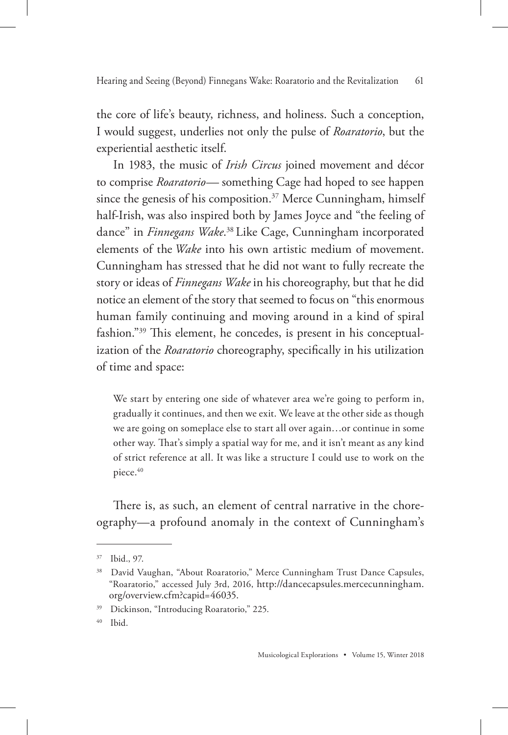the core of life's beauty, richness, and holiness. Such a conception, I would suggest, underlies not only the pulse of *Roaratorio*, but the experiential aesthetic itself.

In 1983, the music of *Irish Circus* joined movement and décor to comprise *Roaratorio*— something Cage had hoped to see happen since the genesis of his composition.[37] Merce Cunningham, himself half-Irish, was also inspired both by James Joyce and "the feeling of dance" in *Finnegans Wake*.[38] Like Cage, Cunningham incorporated elements of the *Wake* into his own artistic medium of movement. Cunningham has stressed that he did not want to fully recreate the story or ideas of *Finnegans Wake* in his choreography, but that he did notice an element of the story that seemed to focus on "this enormous human family continuing and moving around in a kind of spiral fashion."[39] This element, he concedes, is present in his conceptualization of the *Roaratorio* choreography, specifically in his utilization of time and space:

> We start by entering one side of whatever area we're going to perform in, gradually it continues, and then we exit. We leave at the other side as though we are going on someplace else to start all over again…or continue in some other way. That's simply a spatial way for me, and it isn't meant as any kind of strict reference at all. It was like a structure I could use to work on the piece.[40]

There is, as such, an element of central narrative in the choreography—a profound anomaly in the context of Cunningham's

---

[37] Ibid., 97.

[38] David Vaughan, "About Roaratorio," Merce Cunningham Trust Dance Capsules, "Roaratorio," accessed July 3rd, 2016, http://dancecapsules.mercecunningham.org/overview.cfm?capid=46035.

[39] Dickinson, "Introducing Roaratorio," 225.

[40] Ibid.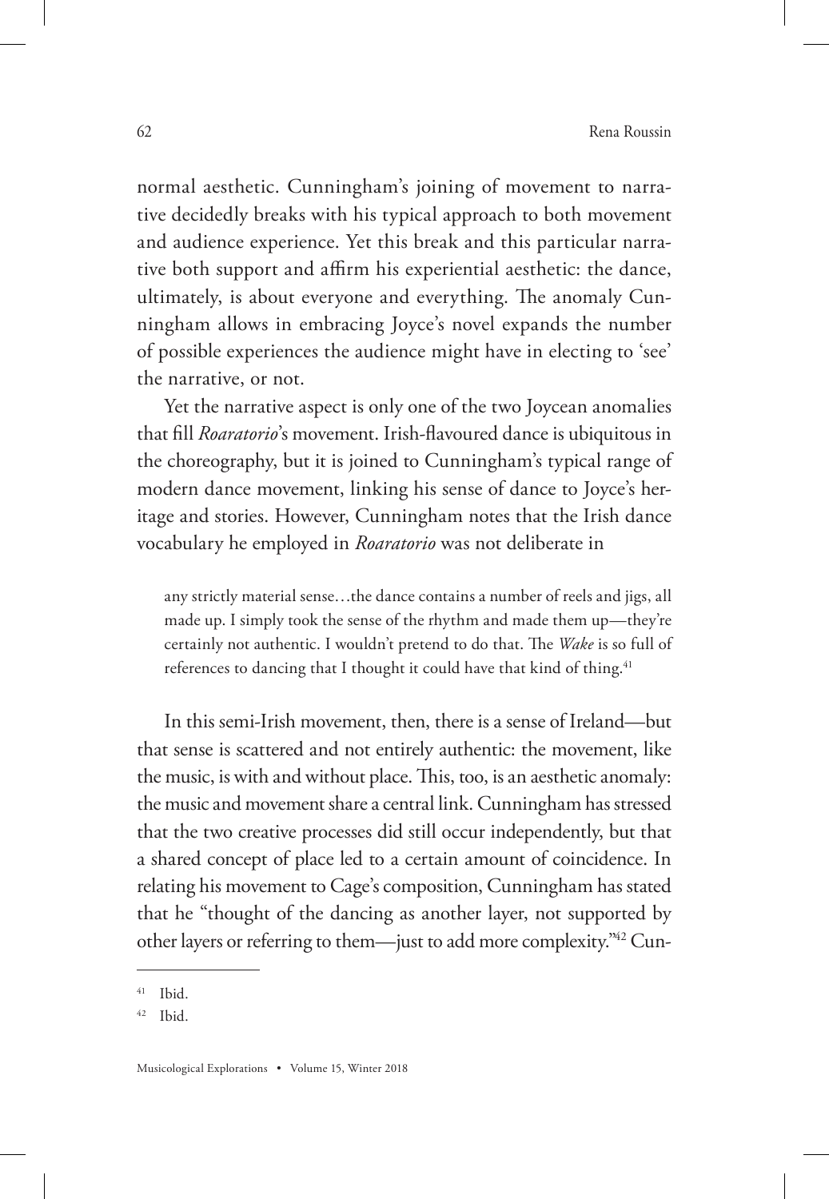normal aesthetic. Cunningham's joining of movement to narrative decidedly breaks with his typical approach to both movement and audience experience. Yet this break and this particular narrative both support and affirm his experiential aesthetic: the dance, ultimately, is about everyone and everything. The anomaly Cunningham allows in embracing Joyce's novel expands the number of possible experiences the audience might have in electing to 'see' the narrative, or not.

Yet the narrative aspect is only one of the two Joycean anomalies that fill *Roaratorio*'s movement. Irish-flavoured dance is ubiquitous in the choreography, but it is joined to Cunningham's typical range of modern dance movement, linking his sense of dance to Joyce's heritage and stories. However, Cunningham notes that the Irish dance vocabulary he employed in *Roaratorio* was not deliberate in

> any strictly material sense…the dance contains a number of reels and jigs, all made up. I simply took the sense of the rhythm and made them up—they're certainly not authentic. I wouldn't pretend to do that. The *Wake* is so full of references to dancing that I thought it could have that kind of thing.[41]

In this semi-Irish movement, then, there is a sense of Ireland—but that sense is scattered and not entirely authentic: the movement, like the music, is with and without place. This, too, is an aesthetic anomaly: the music and movement share a central link. Cunningham has stressed that the two creative processes did still occur independently, but that a shared concept of place led to a certain amount of coincidence. In relating his movement to Cage's composition, Cunningham has stated that he "thought of the dancing as another layer, not supported by other layers or referring to them—just to add more complexity."[42] Cun-

---

[41] Ibid.

[42] Ibid.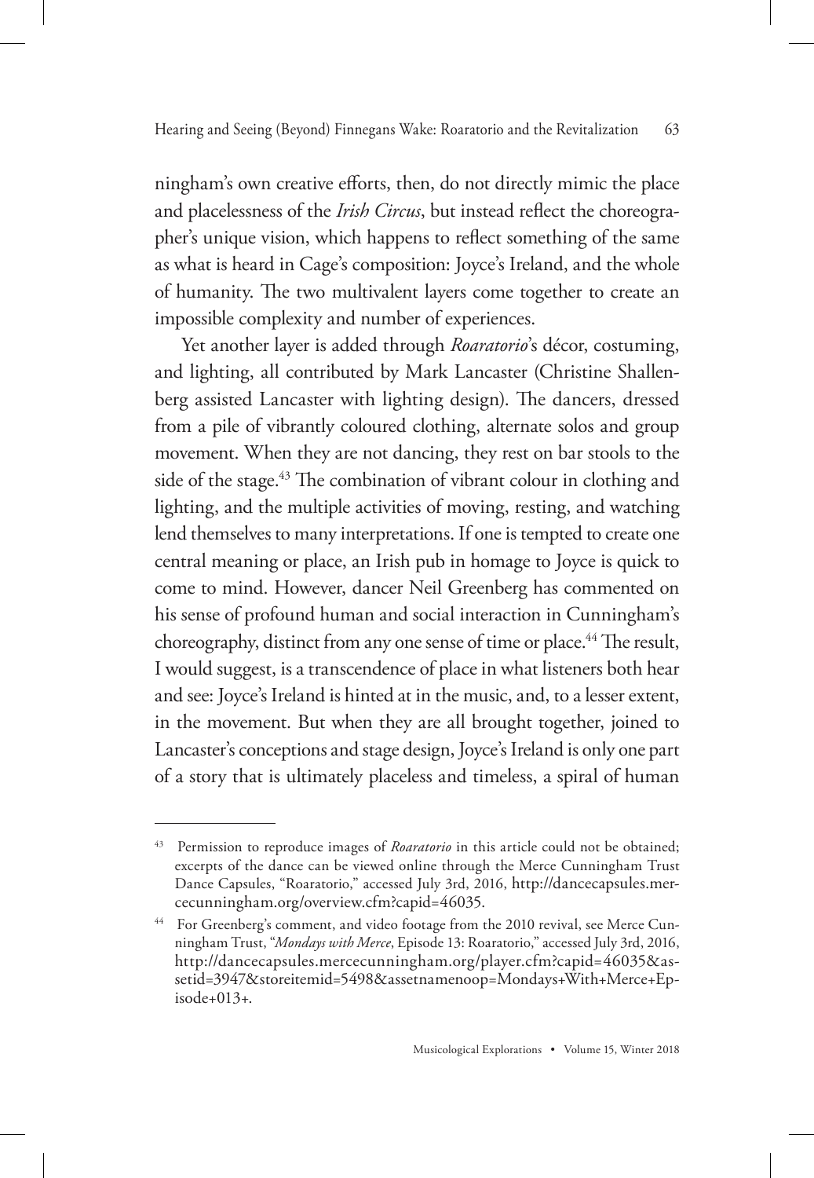ningham's own creative efforts, then, do not directly mimic the place and placelessness of the *Irish Circus*, but instead reflect the choreographer's unique vision, which happens to reflect something of the same as what is heard in Cage's composition: Joyce's Ireland, and the whole of humanity. The two multivalent layers come together to create an impossible complexity and number of experiences.

Yet another layer is added through *Roaratorio*'s décor, costuming, and lighting, all contributed by Mark Lancaster (Christine Shallenberg assisted Lancaster with lighting design). The dancers, dressed from a pile of vibrantly coloured clothing, alternate solos and group movement. When they are not dancing, they rest on bar stools to the side of the stage.[43] The combination of vibrant colour in clothing and lighting, and the multiple activities of moving, resting, and watching lend themselves to many interpretations. If one is tempted to create one central meaning or place, an Irish pub in homage to Joyce is quick to come to mind. However, dancer Neil Greenberg has commented on his sense of profound human and social interaction in Cunningham's choreography, distinct from any one sense of time or place.[44] The result, I would suggest, is a transcendence of place in what listeners both hear and see: Joyce's Ireland is hinted at in the music, and, to a lesser extent, in the movement. But when they are all brought together, joined to Lancaster's conceptions and stage design, Joyce's Ireland is only one part of a story that is ultimately placeless and timeless, a spiral of human

---

[43] Permission to reproduce images of *Roaratorio* in this article could not be obtained; excerpts of the dance can be viewed online through the Merce Cunningham Trust Dance Capsules, "Roaratorio," accessed July 3rd, 2016, http://dancecapsules.mercecunningham.org/overview.cfm?capid=46035.

[44] For Greenberg's comment, and video footage from the 2010 revival, see Merce Cunningham Trust, "*Mondays with Merce*, Episode 13: Roaratorio," accessed July 3rd, 2016, http://dancecapsules.mercecunningham.org/player.cfm?capid=46035&assetid=3947&storeitemid=5498&assetnamenoop=Mondays+With+Merce+Episode+013+.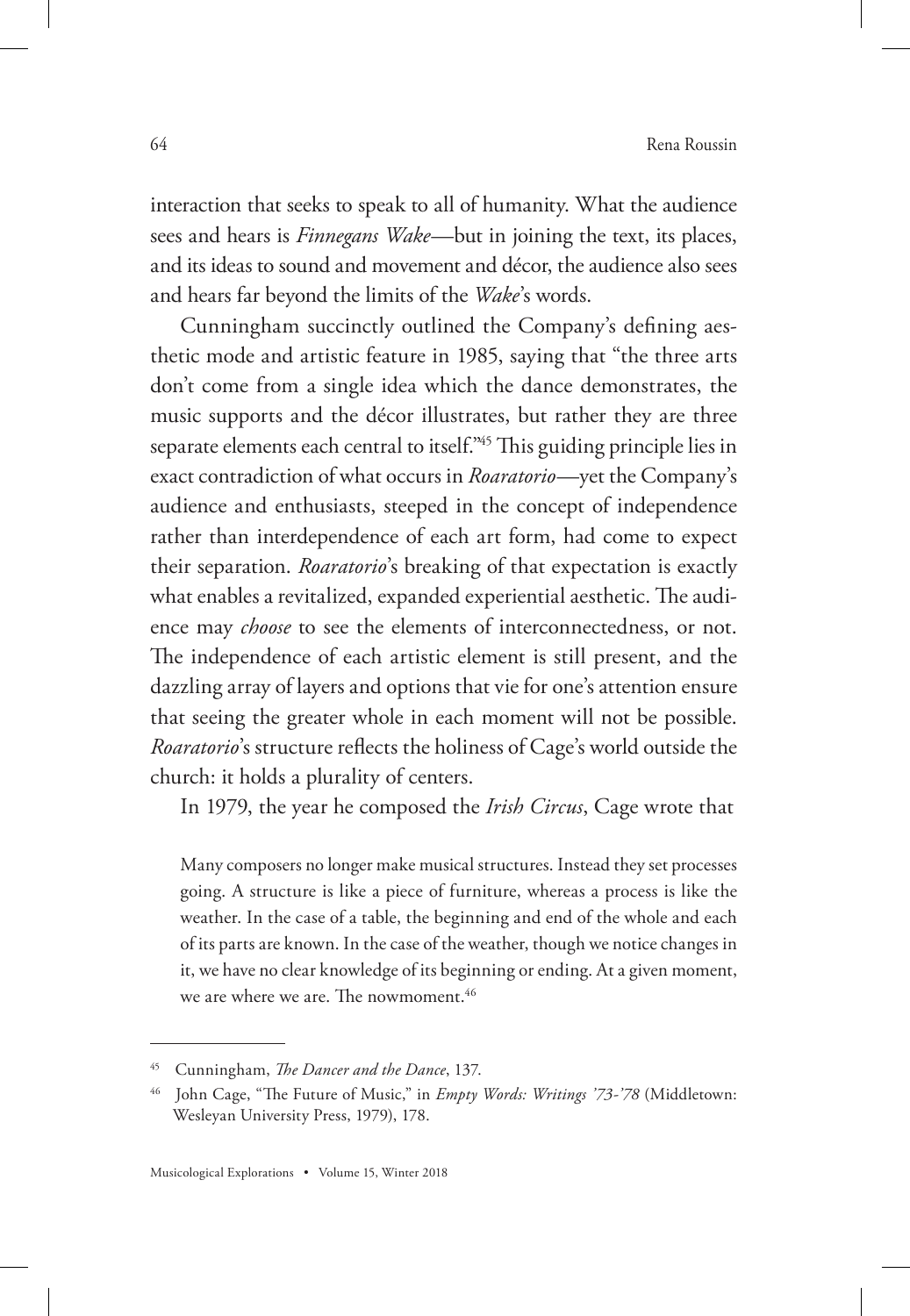interaction that seeks to speak to all of humanity. What the audience sees and hears is *Finnegans Wake*—but in joining the text, its places, and its ideas to sound and movement and décor, the audience also sees and hears far beyond the limits of the *Wake*'s words.

Cunningham succinctly outlined the Company's defining aesthetic mode and artistic feature in 1985, saying that "the three arts don't come from a single idea which the dance demonstrates, the music supports and the décor illustrates, but rather they are three separate elements each central to itself."[45] This guiding principle lies in exact contradiction of what occurs in *Roaratorio*—yet the Company's audience and enthusiasts, steeped in the concept of independence rather than interdependence of each art form, had come to expect their separation. *Roaratorio*'s breaking of that expectation is exactly what enables a revitalized, expanded experiential aesthetic. The audience may *choose* to see the elements of interconnectedness, or not. The independence of each artistic element is still present, and the dazzling array of layers and options that vie for one's attention ensure that seeing the greater whole in each moment will not be possible. *Roaratorio*'s structure reflects the holiness of Cage's world outside the church: it holds a plurality of centers.

In 1979, the year he composed the *Irish Circus*, Cage wrote that

> Many composers no longer make musical structures. Instead they set processes going. A structure is like a piece of furniture, whereas a process is like the weather. In the case of a table, the beginning and end of the whole and each of its parts are known. In the case of the weather, though we notice changes in it, we have no clear knowledge of its beginning or ending. At a given moment, we are where we are. The nowmoment.[46]

---

[45] Cunningham, *The Dancer and the Dance*, 137.

[46] John Cage, "The Future of Music," in *Empty Words: Writings '73-'78* (Middletown: Wesleyan University Press, 1979), 178.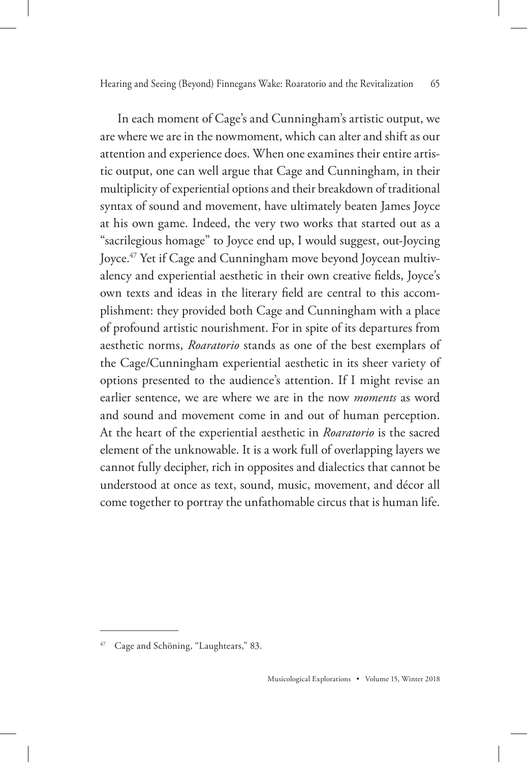In each moment of Cage's and Cunningham's artistic output, we are where we are in the nowmoment, which can alter and shift as our attention and experience does. When one examines their entire artistic output, one can well argue that Cage and Cunningham, in their multiplicity of experiential options and their breakdown of traditional syntax of sound and movement, have ultimately beaten James Joyce at his own game. Indeed, the very two works that started out as a "sacrilegious homage" to Joyce end up, I would suggest, out-Joycing Joyce.[47] Yet if Cage and Cunningham move beyond Joycean multivalency and experiential aesthetic in their own creative fields, Joyce's own texts and ideas in the literary field are central to this accomplishment: they provided both Cage and Cunningham with a place of profound artistic nourishment. For in spite of its departures from aesthetic norms, *Roaratorio* stands as one of the best exemplars of the Cage/Cunningham experiential aesthetic in its sheer variety of options presented to the audience's attention. If I might revise an earlier sentence, we are where we are in the now *moments* as word and sound and movement come in and out of human perception. At the heart of the experiential aesthetic in *Roaratorio* is the sacred element of the unknowable. It is a work full of overlapping layers we cannot fully decipher, rich in opposites and dialectics that cannot be understood at once as text, sound, music, movement, and décor all come together to portray the unfathomable circus that is human life.

[47] Cage and Schöning, "Laughtears," 83.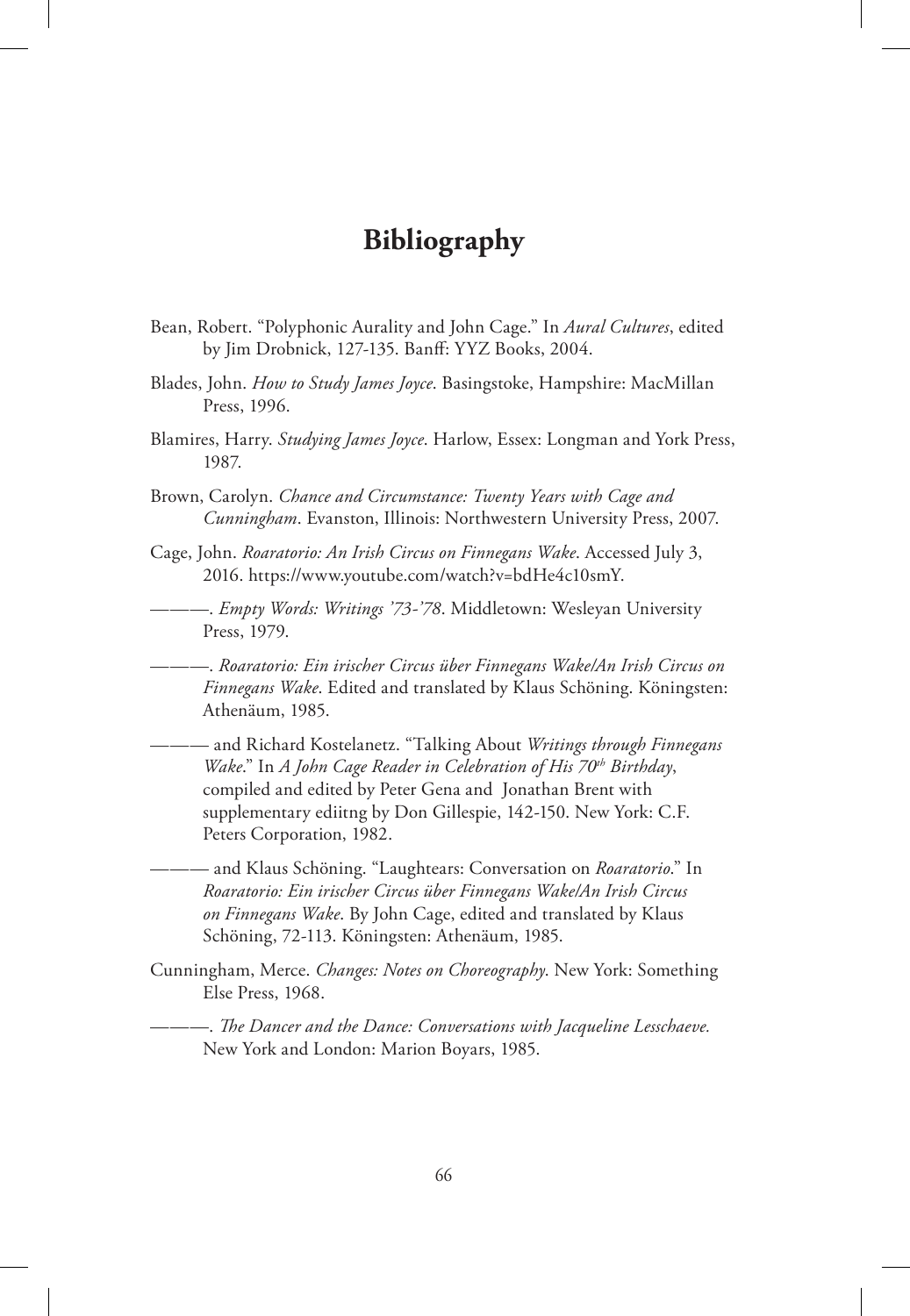# Bibliography

Bean, Robert. "Polyphonic Aurality and John Cage." In *Aural Cultures*, edited by Jim Drobnick, 127-135. Banff: YYZ Books, 2004.

Blades, John. *How to Study James Joyce*. Basingstoke, Hampshire: MacMillan Press, 1996.

Blamires, Harry. *Studying James Joyce*. Harlow, Essex: Longman and York Press, 1987.

Brown, Carolyn. *Chance and Circumstance: Twenty Years with Cage and Cunningham*. Evanston, Illinois: Northwestern University Press, 2007.

Cage, John. *Roaratorio: An Irish Circus on Finnegans Wake*. Accessed July 3, 2016. https://www.youtube.com/watch?v=bdHe4c10smY.

———. *Empty Words: Writings '73-'78*. Middletown: Wesleyan University Press, 1979.

———. *Roaratorio: Ein irischer Circus über Finnegans Wake/An Irish Circus on Finnegans Wake*. Edited and translated by Klaus Schöning. Köningsten: Athenäum, 1985.

——— and Richard Kostelanetz. "Talking About *Writings through Finnegans Wake*." In *A John Cage Reader in Celebration of His 70th Birthday*, compiled and edited by Peter Gena and Jonathan Brent with supplementary ediitng by Don Gillespie, 142-150. New York: C.F. Peters Corporation, 1982.

——— and Klaus Schöning. "Laughtears: Conversation on *Roaratorio*." In *Roaratorio: Ein irischer Circus über Finnegans Wake/An Irish Circus on Finnegans Wake*. By John Cage, edited and translated by Klaus Schöning, 72-113. Köningsten: Athenäum, 1985.

Cunningham, Merce. *Changes: Notes on Choreography*. New York: Something Else Press, 1968.

———. *The Dancer and the Dance: Conversations with Jacqueline Lesschaeve.* New York and London: Marion Boyars, 1985.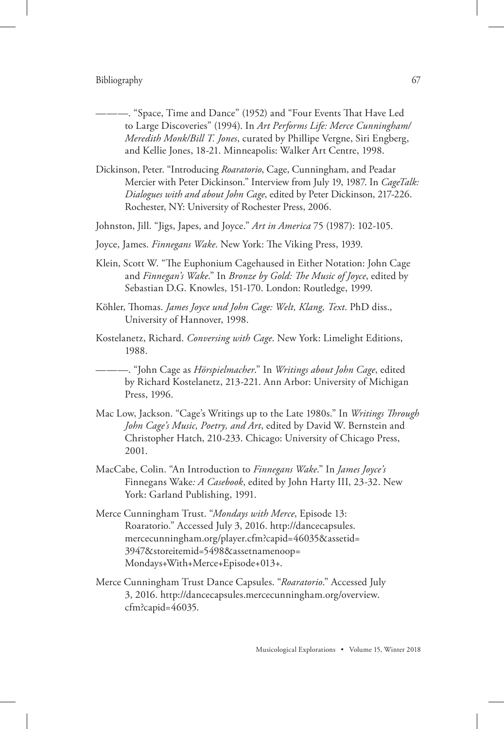———. "Space, Time and Dance" (1952) and "Four Events That Have Led to Large Discoveries" (1994). In *Art Performs Life: Merce Cunningham/ Meredith Monk/Bill T. Jones*, curated by Phillipe Vergne, Siri Engberg, and Kellie Jones, 18-21. Minneapolis: Walker Art Centre, 1998.

Dickinson, Peter. "Introducing *Roaratorio*, Cage, Cunningham, and Peadar Mercier with Peter Dickinson." Interview from July 19, 1987. In *CageTalk: Dialogues with and about John Cage*, edited by Peter Dickinson, 217-226. Rochester, NY: University of Rochester Press, 2006.

Johnston, Jill. "Jigs, Japes, and Joyce." *Art in America* 75 (1987): 102-105.

Joyce, James. *Finnegans Wake*. New York: The Viking Press, 1939.

Klein, Scott W. "The Euphonium Cagehaused in Either Notation: John Cage and *Finnegan's Wake*." In *Bronze by Gold: The Music of Joyce*, edited by Sebastian D.G. Knowles, 151-170. London: Routledge, 1999.

Köhler, Thomas. *James Joyce und John Cage: Welt, Klang, Text*. PhD diss., University of Hannover, 1998.

Kostelanetz, Richard. *Conversing with Cage*. New York: Limelight Editions, 1988.

———. "John Cage as *Hörspielmacher*." In *Writings about John Cage*, edited by Richard Kostelanetz, 213-221. Ann Arbor: University of Michigan Press, 1996.

Mac Low, Jackson. "Cage's Writings up to the Late 1980s." In *Writings Through John Cage's Music, Poetry, and Art*, edited by David W. Bernstein and Christopher Hatch, 210-233. Chicago: University of Chicago Press, 2001.

MacCabe, Colin. "An Introduction to *Finnegans Wake*." In *James Joyce's* Finnegans Wake*: A Casebook*, edited by John Harty III, 23-32. New York: Garland Publishing, 1991.

Merce Cunningham Trust. "*Mondays with Merce*, Episode 13: Roaratorio." Accessed July 3, 2016. http://dancecapsules.mercecunningham.org/player.cfm?capid=46035&assetid=3947&storeitemid=5498&assetnamenoop=Mondays+With+Merce+Episode+013+.

Merce Cunningham Trust Dance Capsules. "*Roaratorio*." Accessed July 3, 2016. http://dancecapsules.mercecunningham.org/overview.cfm?capid=46035.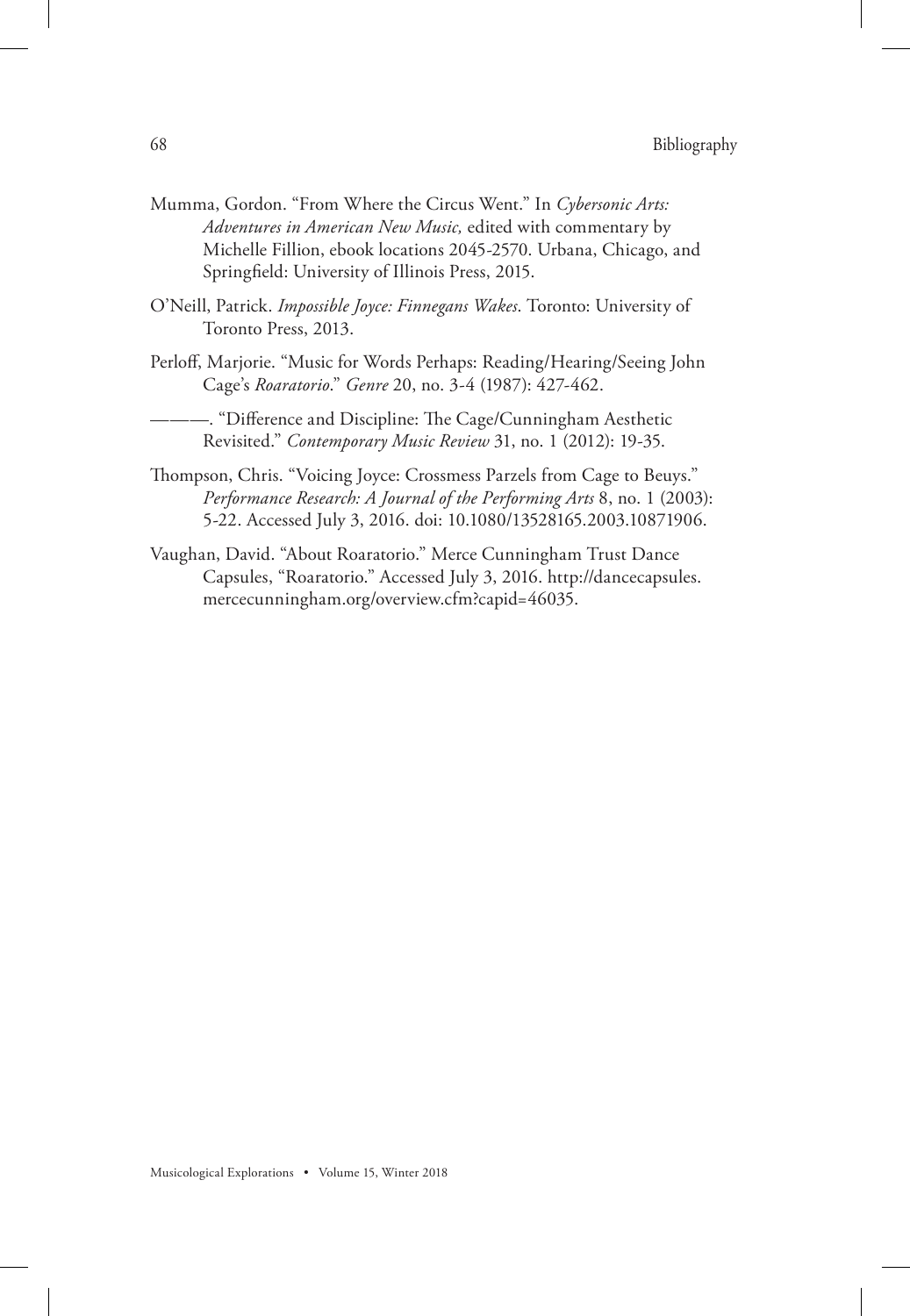Mumma, Gordon. "From Where the Circus Went." In *Cybersonic Arts: Adventures in American New Music,* edited with commentary by Michelle Fillion, ebook locations 2045-2570. Urbana, Chicago, and Springfield: University of Illinois Press, 2015.

O'Neill, Patrick. *Impossible Joyce: Finnegans Wakes*. Toronto: University of Toronto Press, 2013.

Perloff, Marjorie. "Music for Words Perhaps: Reading/Hearing/Seeing John Cage's *Roaratorio*." *Genre* 20, no. 3-4 (1987): 427-462.

———. "Difference and Discipline: The Cage/Cunningham Aesthetic Revisited." *Contemporary Music Review* 31, no. 1 (2012): 19-35.

Thompson, Chris. "Voicing Joyce: Crossmess Parzels from Cage to Beuys." *Performance Research: A Journal of the Performing Arts* 8, no. 1 (2003): 5-22. Accessed July 3, 2016. doi: 10.1080/13528165.2003.10871906.

Vaughan, David. "About Roaratorio." Merce Cunningham Trust Dance Capsules, "Roaratorio." Accessed July 3, 2016. http://dancecapsules.mercecunningham.org/overview.cfm?capid=46035.